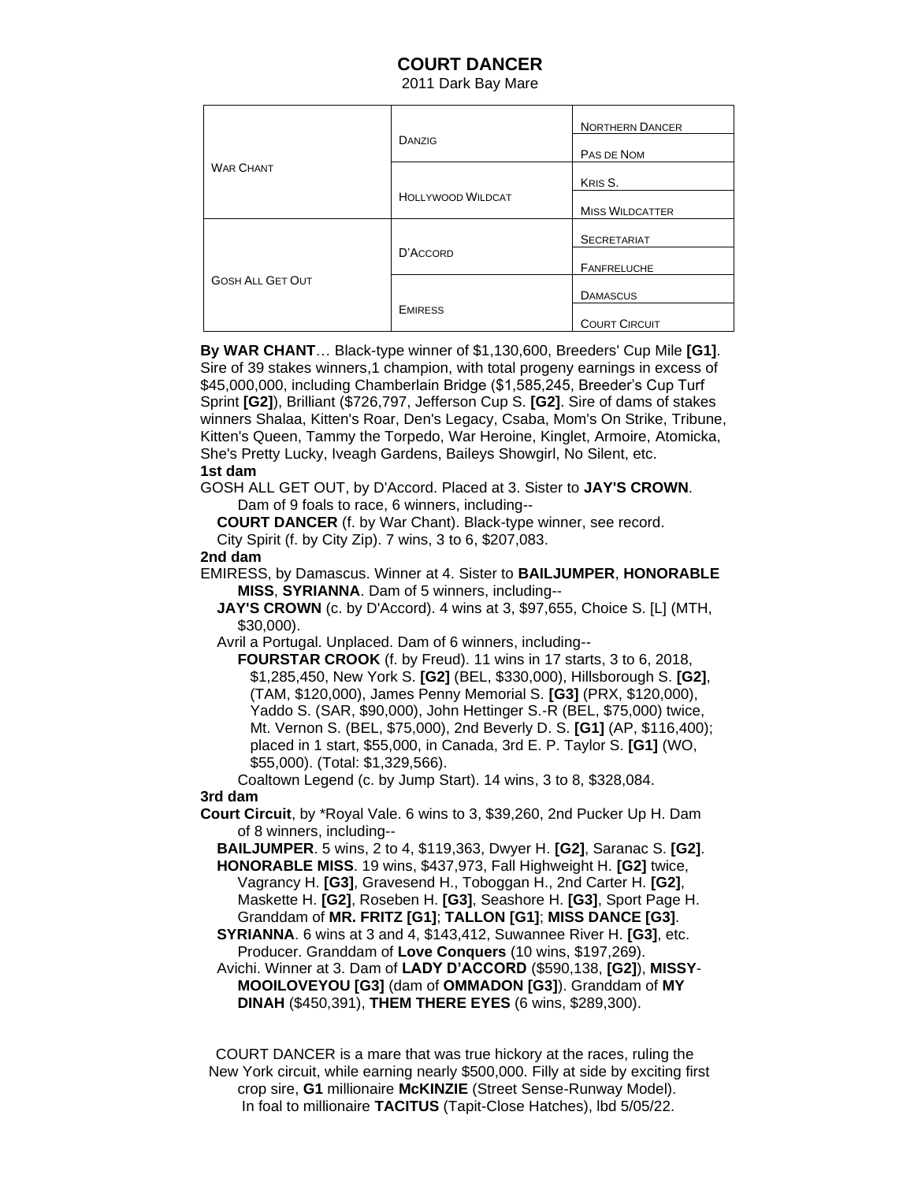# COURT DANCER

2011 Dark Bay Mare

| | | |
|---|---|---|
| War Chant | Danzig | Northern Dancer |
| | | Pas de Nom |
| | Hollywood Wildcat | Kris S. |
| | | Miss Wildcatter |
| Gosh All Get Out | D'Accord | Secretariat |
| | | Fanfreluche |
| | Emiress | Damascus |
| | | Court Circuit |

**By WAR CHANT**… Black-type winner of $1,130,600, Breeders' Cup Mile **[G1]**. Sire of 39 stakes winners,1 champion, with total progeny earnings in excess of $45,000,000, including Chamberlain Bridge ($1,585,245, Breeder's Cup Turf Sprint **[G2]**), Brilliant ($726,797, Jefferson Cup S. **[G2]**. Sire of dams of stakes winners Shalaa, Kitten's Roar, Den's Legacy, Csaba, Mom's On Strike, Tribune, Kitten's Queen, Tammy the Torpedo, War Heroine, Kinglet, Armoire, Atomicka, She's Pretty Lucky, Iveagh Gardens, Baileys Showgirl, No Silent, etc.

**1st dam**

GOSH ALL GET OUT, by D'Accord. Placed at 3. Sister to **JAY'S CROWN**. Dam of 9 foals to race, 6 winners, including--

**COURT DANCER** (f. by War Chant). Black-type winner, see record.

City Spirit (f. by City Zip). 7 wins, 3 to 6, $207,083.

**2nd dam**

EMIRESS, by Damascus. Winner at 4. Sister to **BAILJUMPER**, **HONORABLE MISS**, **SYRIANNA**. Dam of 5 winners, including--

**JAY'S CROWN** (c. by D'Accord). 4 wins at 3, $97,655, Choice S. [L] (MTH, $30,000).

Avril a Portugal. Unplaced. Dam of 6 winners, including--

**FOURSTAR CROOK** (f. by Freud). 11 wins in 17 starts, 3 to 6, 2018, $1,285,450, New York S. **[G2]** (BEL, $330,000), Hillsborough S. **[G2]**, (TAM, $120,000), James Penny Memorial S. **[G3]** (PRX, $120,000), Yaddo S. (SAR, $90,000), John Hettinger S.-R (BEL, $75,000) twice, Mt. Vernon S. (BEL, $75,000), 2nd Beverly D. S. **[G1]** (AP, $116,400); placed in 1 start, $55,000, in Canada, 3rd E. P. Taylor S. **[G1]** (WO, $55,000). (Total: $1,329,566).

Coaltown Legend (c. by Jump Start). 14 wins, 3 to 8, $328,084.

**3rd dam**

**Court Circuit**, by *Royal Vale. 6 wins to 3, $39,260, 2nd Pucker Up H. Dam of 8 winners, including--

**BAILJUMPER**. 5 wins, 2 to 4, $119,363, Dwyer H. **[G2]**, Saranac S. **[G2]**.

**HONORABLE MISS**. 19 wins, $437,973, Fall Highweight H. **[G2]** twice, Vagrancy H. **[G3]**, Gravesend H., Toboggan H., 2nd Carter H. **[G2]**, Maskette H. **[G2]**, Roseben H. **[G3]**, Seashore H. **[G3]**, Sport Page H. Granddam of **MR. FRITZ [G1]**; **TALLON [G1]**; **MISS DANCE [G3]**.

**SYRIANNA**. 6 wins at 3 and 4, $143,412, Suwannee River H. **[G3]**, etc. Producer. Granddam of **Love Conquers** (10 wins, $197,269).

Avichi. Winner at 3. Dam of **LADY D'ACCORD** ($590,138, **[G2]**), **MISSY-MOOILOVEYOU [G3]** (dam of **OMMADON [G3]**). Granddam of **MY DINAH** ($450,391), **THEM THERE EYES** (6 wins, $289,300).

COURT DANCER is a mare that was true hickory at the races, ruling the New York circuit, while earning nearly $500,000. Filly at side by exciting first crop sire, **G1** millionaire **McKINZIE** (Street Sense-Runway Model). In foal to millionaire **TACITUS** (Tapit-Close Hatches), lbd 5/05/22.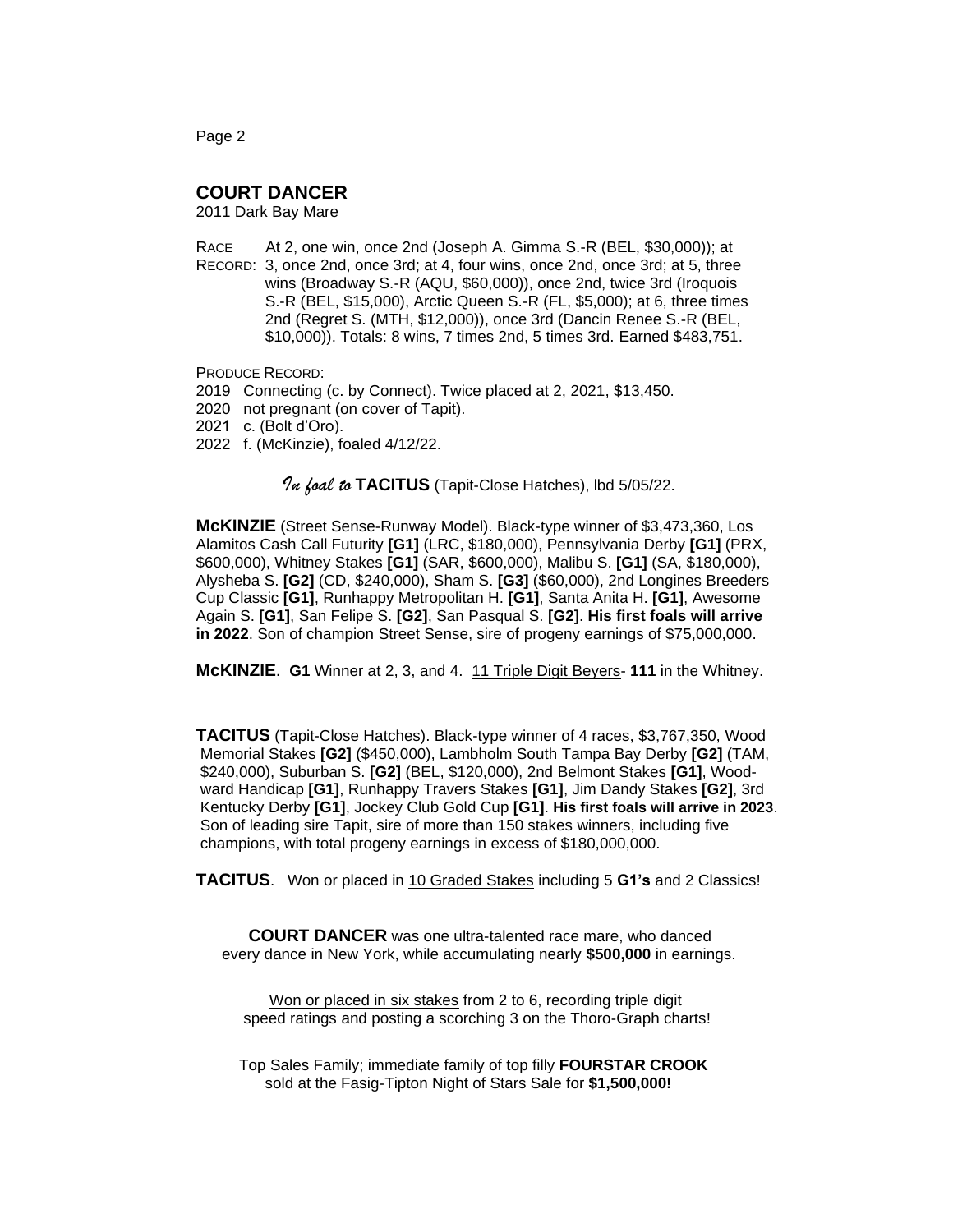## COURT DANCER

2011 Dark Bay Mare

RACE RECORD: At 2, one win, once 2nd (Joseph A. Gimma S.-R (BEL, $30,000)); at 3, once 2nd, once 3rd; at 4, four wins, once 2nd, once 3rd; at 5, three wins (Broadway S.-R (AQU, $60,000)), once 2nd, twice 3rd (Iroquois S.-R (BEL, $15,000), Arctic Queen S.-R (FL, $5,000); at 6, three times 2nd (Regret S. (MTH, $12,000)), once 3rd (Dancin Renee S.-R (BEL, $10,000)). Totals: 8 wins, 7 times 2nd, 5 times 3rd. Earned $483,751.

PRODUCE RECORD:

2019 Connecting (c. by Connect). Twice placed at 2, 2021, $13,450.
2020 not pregnant (on cover of Tapit).
2021 c. (Bolt d'Oro).
2022 f. (McKinzie), foaled 4/12/22.

*In foal to* **TACITUS** (Tapit-Close Hatches), lbd 5/05/22.

**McKINZIE** (Street Sense-Runway Model). Black-type winner of $3,473,360, Los Alamitos Cash Call Futurity **[G1]** (LRC, $180,000), Pennsylvania Derby **[G1]** (PRX, $600,000), Whitney Stakes **[G1]** (SAR, $600,000), Malibu S. **[G1]** (SA, $180,000), Alysheba S. **[G2]** (CD, $240,000), Sham S. **[G3]** ($60,000), 2nd Longines Breeders Cup Classic **[G1]**, Runhappy Metropolitan H. **[G1]**, Santa Anita H. **[G1]**, Awesome Again S. **[G1]**, San Felipe S. **[G2]**, San Pasqual S. **[G2]**. **His first foals will arrive in 2022**. Son of champion Street Sense, sire of progeny earnings of $75,000,000.

**McKINZIE**. **G1** Winner at 2, 3, and 4. 11 Triple Digit Beyers- **111** in the Whitney.

**TACITUS** (Tapit-Close Hatches). Black-type winner of 4 races, $3,767,350, Wood Memorial Stakes **[G2]** ($450,000), Lambholm South Tampa Bay Derby **[G2]** (TAM, $240,000), Suburban S. **[G2]** (BEL, $120,000), 2nd Belmont Stakes **[G1]**, Woodward Handicap **[G1]**, Runhappy Travers Stakes **[G1]**, Jim Dandy Stakes **[G2]**, 3rd Kentucky Derby **[G1]**, Jockey Club Gold Cup **[G1]**. **His first foals will arrive in 2023**. Son of leading sire Tapit, sire of more than 150 stakes winners, including five champions, with total progeny earnings in excess of $180,000,000.

**TACITUS**. Won or placed in 10 Graded Stakes including 5 **G1's** and 2 Classics!

**COURT DANCER** was one ultra-talented race mare, who danced every dance in New York, while accumulating nearly **$500,000** in earnings.

Won or placed in six stakes from 2 to 6, recording triple digit speed ratings and posting a scorching 3 on the Thoro-Graph charts!

Top Sales Family; immediate family of top filly **FOURSTAR CROOK** sold at the Fasig-Tipton Night of Stars Sale for **$1,500,000!**